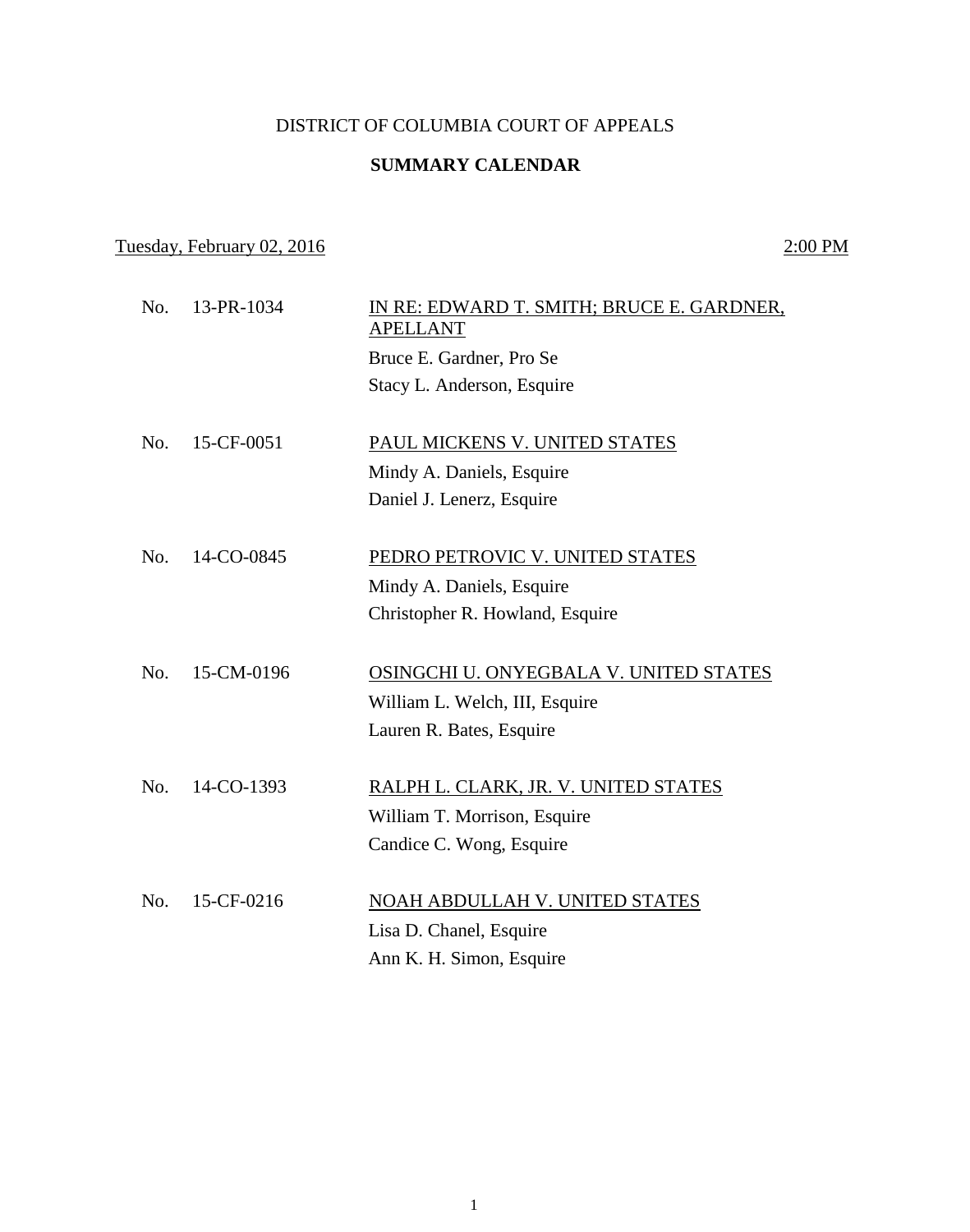# DISTRICT OF COLUMBIA COURT OF APPEALS

## SUMMARY CALENDAR

Tuesday, February 02, 2016 — 2:00 PM

| No. | Case No. | Case |
|---|---|---|
| No. | 13-PR-1034 | IN RE: EDWARD T. SMITH; BRUCE E. GARDNER, APELLANT |
| | | Bruce E. Gardner, Pro Se |
| | | Stacy L. Anderson, Esquire |
| No. | 15-CF-0051 | PAUL MICKENS V. UNITED STATES |
| | | Mindy A. Daniels, Esquire |
| | | Daniel J. Lenerz, Esquire |
| No. | 14-CO-0845 | PEDRO PETROVIC V. UNITED STATES |
| | | Mindy A. Daniels, Esquire |
| | | Christopher R. Howland, Esquire |
| No. | 15-CM-0196 | OSINGCHI U. ONYEGBALA V. UNITED STATES |
| | | William L. Welch, III, Esquire |
| | | Lauren R. Bates, Esquire |
| No. | 14-CO-1393 | RALPH L. CLARK, JR. V. UNITED STATES |
| | | William T. Morrison, Esquire |
| | | Candice C. Wong, Esquire |
| No. | 15-CF-0216 | NOAH ABDULLAH V. UNITED STATES |
| | | Lisa D. Chanel, Esquire |
| | | Ann K. H. Simon, Esquire |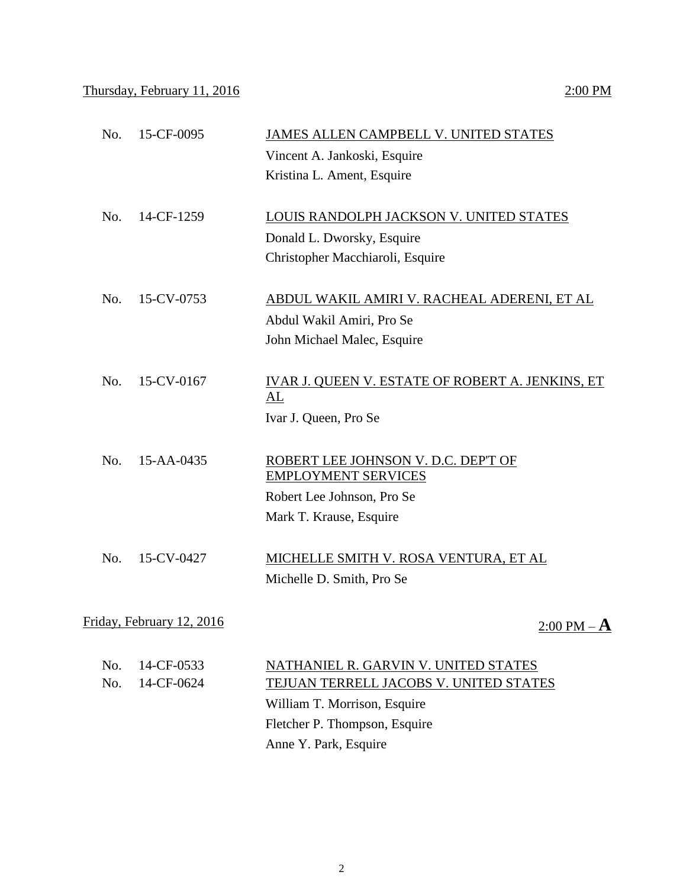Thursday, February 11, 2016 — 2:00 PM

| No. | Case | Parties / Counsel |
|---|---|---|
| No. | 15-CF-0095 | JAMES ALLEN CAMPBELL V. UNITED STATES<br>Vincent A. Jankoski, Esquire<br>Kristina L. Ament, Esquire |
| No. | 14-CF-1259 | LOUIS RANDOLPH JACKSON V. UNITED STATES<br>Donald L. Dworsky, Esquire<br>Christopher Macchiaroli, Esquire |
| No. | 15-CV-0753 | ABDUL WAKIL AMIRI V. RACHEAL ADERENI, ET AL<br>Abdul Wakil Amiri, Pro Se<br>John Michael Malec, Esquire |
| No. | 15-CV-0167 | IVAR J. QUEEN V. ESTATE OF ROBERT A. JENKINS, ET AL<br>Ivar J. Queen, Pro Se |
| No. | 15-AA-0435 | ROBERT LEE JOHNSON V. D.C. DEP'T OF EMPLOYMENT SERVICES<br>Robert Lee Johnson, Pro Se<br>Mark T. Krause, Esquire |
| No. | 15-CV-0427 | MICHELLE SMITH V. ROSA VENTURA, ET AL<br>Michelle D. Smith, Pro Se |

Friday, February 12, 2016 — 2:00 PM – **A**

| No. | Case | Parties / Counsel |
|---|---|---|
| No. | 14-CF-0533 | NATHANIEL R. GARVIN V. UNITED STATES |
| No. | 14-CF-0624 | TEJUAN TERRELL JACOBS V. UNITED STATES<br>William T. Morrison, Esquire<br>Fletcher P. Thompson, Esquire<br>Anne Y. Park, Esquire |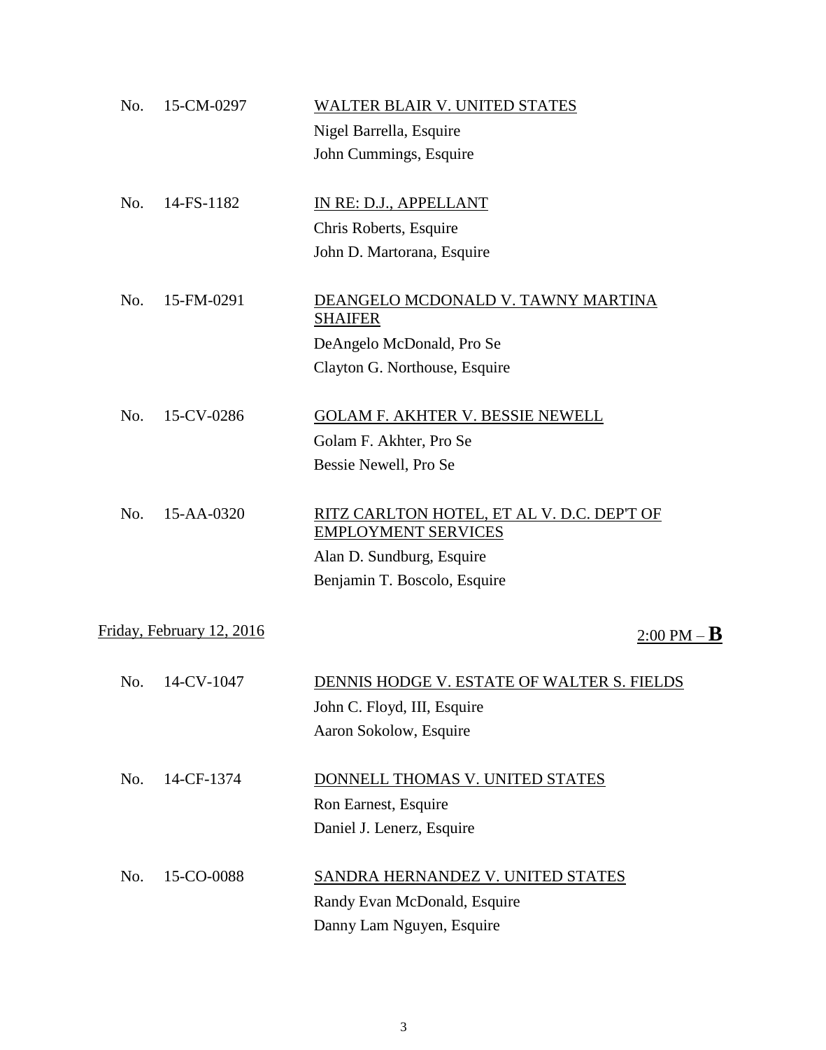No. 15-CM-0297 WALTER BLAIR V. UNITED STATES
Nigel Barrella, Esquire
John Cummings, Esquire

No. 14-FS-1182 IN RE: D.J., APPELLANT
Chris Roberts, Esquire
John D. Martorana, Esquire

No. 15-FM-0291 DEANGELO MCDONALD V. TAWNY MARTINA SHAIFER
DeAngelo McDonald, Pro Se
Clayton G. Northouse, Esquire

No. 15-CV-0286 GOLAM F. AKHTER V. BESSIE NEWELL
Golam F. Akhter, Pro Se
Bessie Newell, Pro Se

No. 15-AA-0320 RITZ CARLTON HOTEL, ET AL V. D.C. DEP'T OF EMPLOYMENT SERVICES
Alan D. Sundburg, Esquire
Benjamin T. Boscolo, Esquire

Friday, February 12, 2016 2:00 PM – **B**

No. 14-CV-1047 DENNIS HODGE V. ESTATE OF WALTER S. FIELDS
John C. Floyd, III, Esquire
Aaron Sokolow, Esquire

No. 14-CF-1374 DONNELL THOMAS V. UNITED STATES
Ron Earnest, Esquire
Daniel J. Lenerz, Esquire

No. 15-CO-0088 SANDRA HERNANDEZ V. UNITED STATES
Randy Evan McDonald, Esquire
Danny Lam Nguyen, Esquire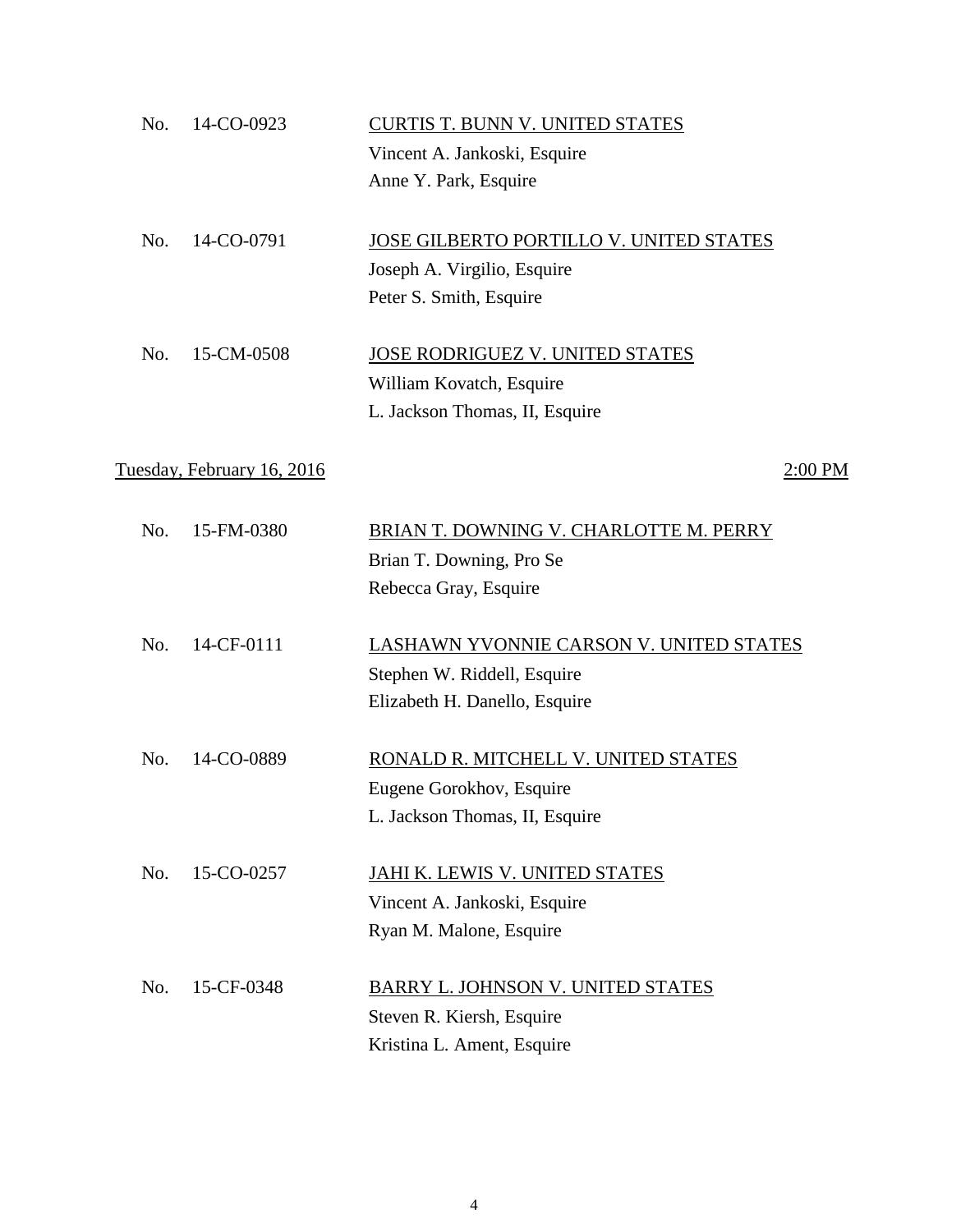No. 14-CO-0923 <u>CURTIS T. BUNN V. UNITED STATES</u>
Vincent A. Jankoski, Esquire
Anne Y. Park, Esquire

No. 14-CO-0791 <u>JOSE GILBERTO PORTILLO V. UNITED STATES</u>
Joseph A. Virgilio, Esquire
Peter S. Smith, Esquire

No. 15-CM-0508 <u>JOSE RODRIGUEZ V. UNITED STATES</u>
William Kovatch, Esquire
L. Jackson Thomas, II, Esquire

<u>Tuesday, February 16, 2016</u> <u>2:00 PM</u>

No. 15-FM-0380 <u>BRIAN T. DOWNING V. CHARLOTTE M. PERRY</u>
Brian T. Downing, Pro Se
Rebecca Gray, Esquire

No. 14-CF-0111 <u>LASHAWN YVONNIE CARSON V. UNITED STATES</u>
Stephen W. Riddell, Esquire
Elizabeth H. Danello, Esquire

No. 14-CO-0889 <u>RONALD R. MITCHELL V. UNITED STATES</u>
Eugene Gorokhov, Esquire
L. Jackson Thomas, II, Esquire

No. 15-CO-0257 <u>JAHI K. LEWIS V. UNITED STATES</u>
Vincent A. Jankoski, Esquire
Ryan M. Malone, Esquire

No. 15-CF-0348 <u>BARRY L. JOHNSON V. UNITED STATES</u>
Steven R. Kiersh, Esquire
Kristina L. Ament, Esquire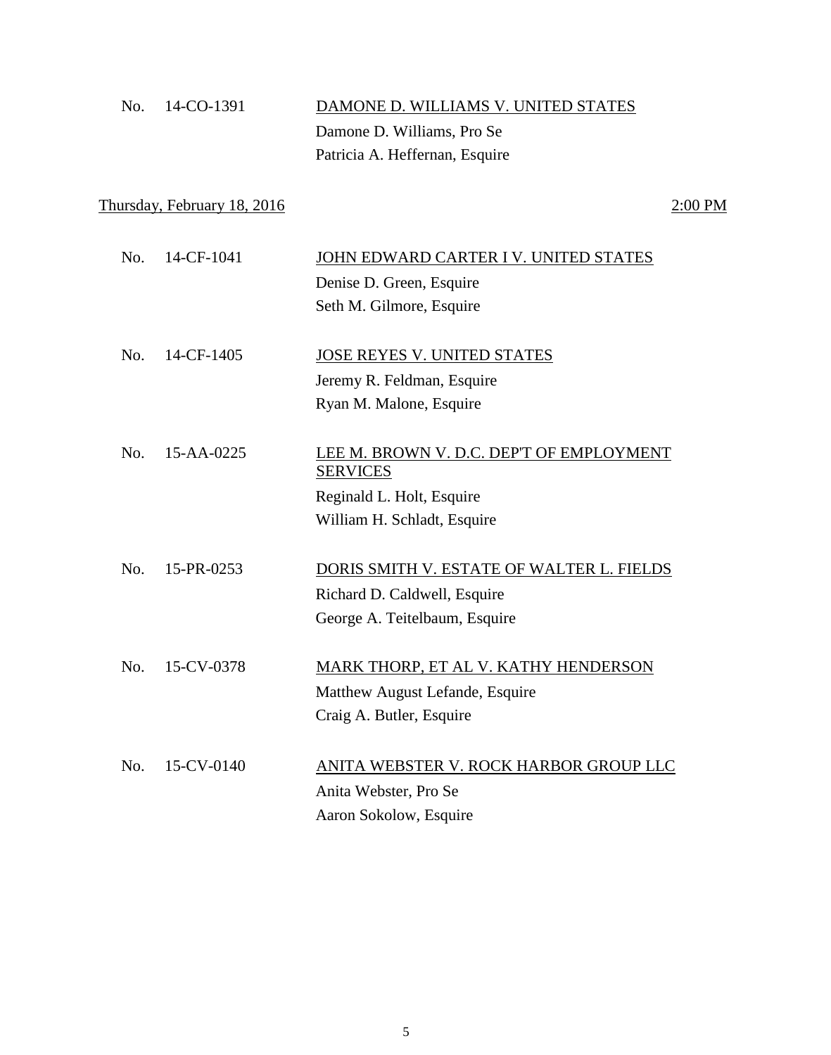No. 14-CO-1391 DAMONE D. WILLIAMS V. UNITED STATES

Damone D. Williams, Pro Se
Patricia A. Heffernan, Esquire

Thursday, February 18, 2016 2:00 PM

No. 14-CF-1041 JOHN EDWARD CARTER I V. UNITED STATES

Denise D. Green, Esquire
Seth M. Gilmore, Esquire

No. 14-CF-1405 JOSE REYES V. UNITED STATES

Jeremy R. Feldman, Esquire
Ryan M. Malone, Esquire

No. 15-AA-0225 LEE M. BROWN V. D.C. DEP'T OF EMPLOYMENT SERVICES

Reginald L. Holt, Esquire
William H. Schladt, Esquire

No. 15-PR-0253 DORIS SMITH V. ESTATE OF WALTER L. FIELDS

Richard D. Caldwell, Esquire
George A. Teitelbaum, Esquire

No. 15-CV-0378 MARK THORP, ET AL V. KATHY HENDERSON

Matthew August Lefande, Esquire
Craig A. Butler, Esquire

No. 15-CV-0140 ANITA WEBSTER V. ROCK HARBOR GROUP LLC

Anita Webster, Pro Se
Aaron Sokolow, Esquire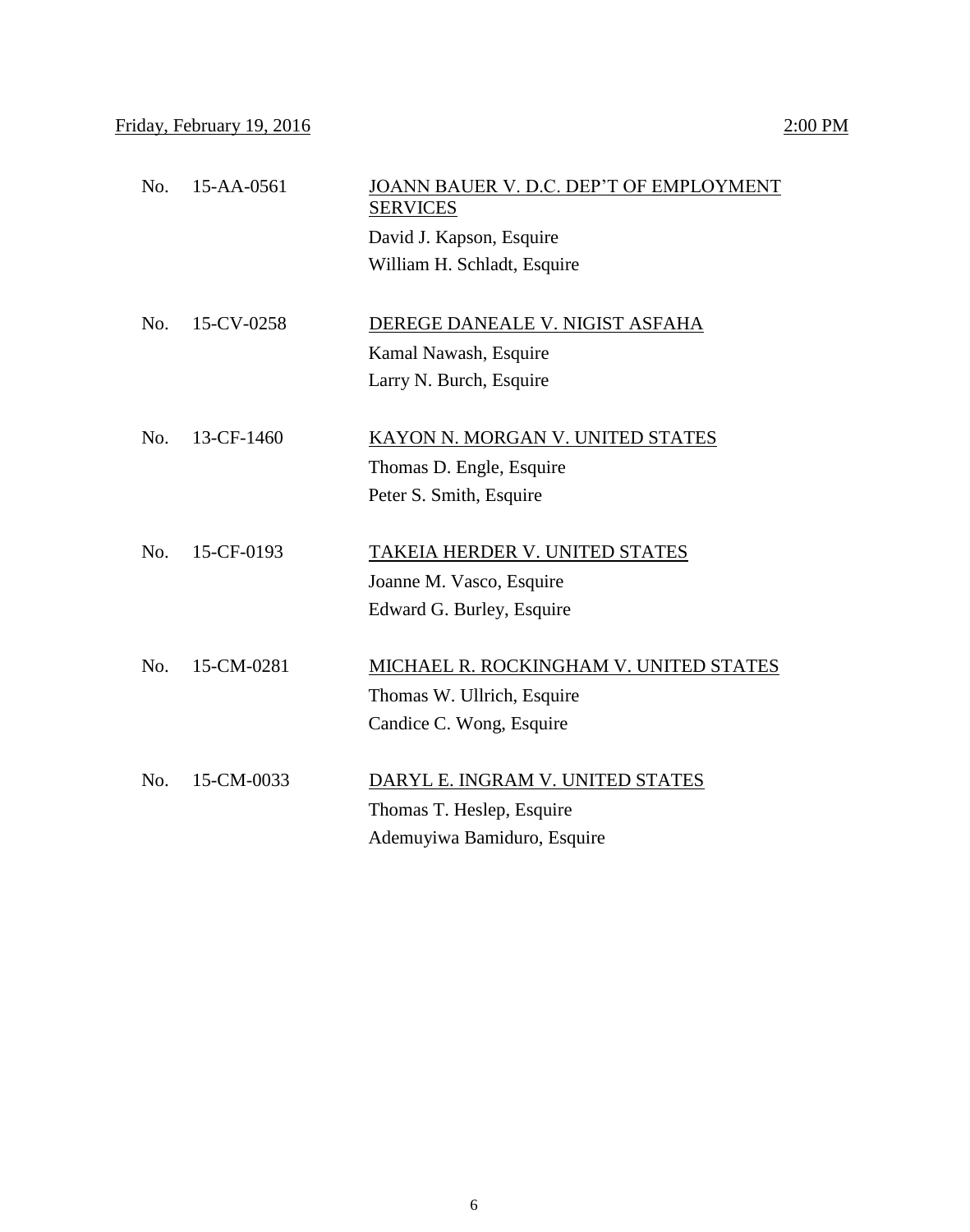Friday, February 19, 2016 2:00 PM

| | | |
|---|---|---|
| No. | 15-AA-0561 | JOANN BAUER V. D.C. DEP'T OF EMPLOYMENT SERVICES<br>David J. Kapson, Esquire<br>William H. Schladt, Esquire |
| No. | 15-CV-0258 | DEREGE DANEALE V. NIGIST ASFAHA<br>Kamal Nawash, Esquire<br>Larry N. Burch, Esquire |
| No. | 13-CF-1460 | KAYON N. MORGAN V. UNITED STATES<br>Thomas D. Engle, Esquire<br>Peter S. Smith, Esquire |
| No. | 15-CF-0193 | TAKEIA HERDER V. UNITED STATES<br>Joanne M. Vasco, Esquire<br>Edward G. Burley, Esquire |
| No. | 15-CM-0281 | MICHAEL R. ROCKINGHAM V. UNITED STATES<br>Thomas W. Ullrich, Esquire<br>Candice C. Wong, Esquire |
| No. | 15-CM-0033 | DARYL E. INGRAM V. UNITED STATES<br>Thomas T. Heslep, Esquire<br>Ademuyiwa Bamiduro, Esquire |